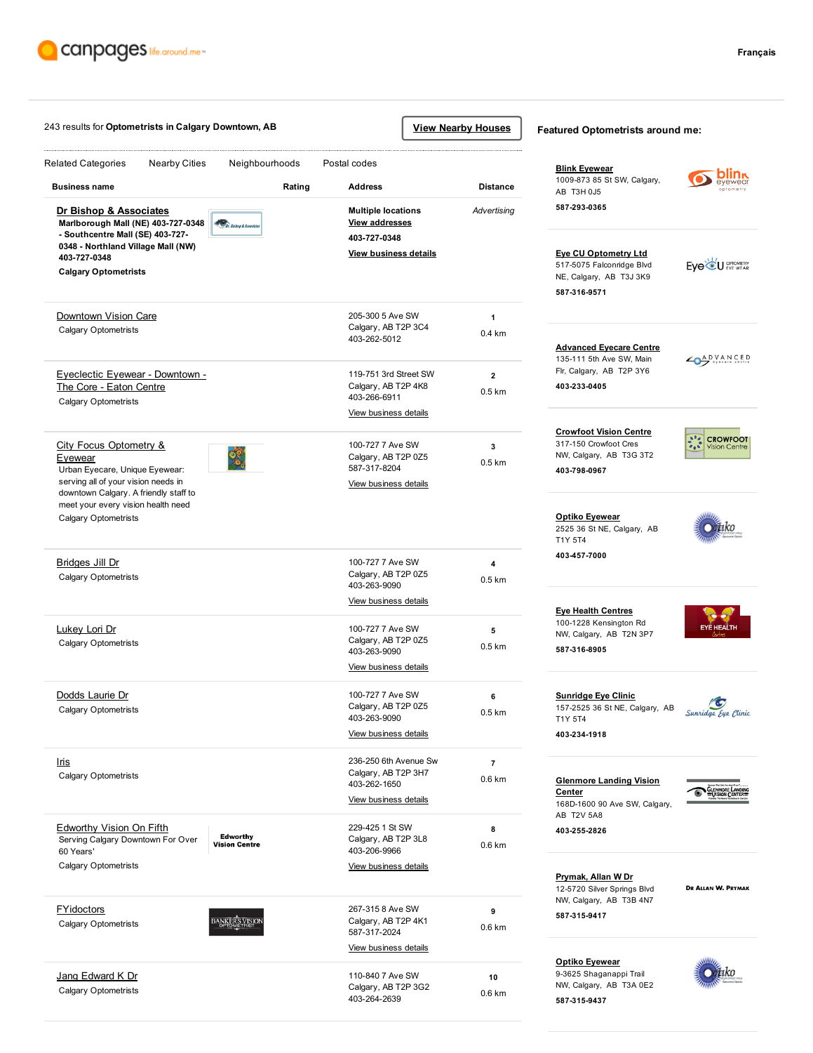canpages life.around.me™

Français

243 results for **Optometrists in Calgary Downtown, AB**

**View Nearby Houses**

Related Categories | Nearby Cities | Neighbourhoods | Postal codes

| Business name | Rating | Address | Distance |
|---|---|---|---|
| **Dr Bishop & Associates**<br>**Marlborough Mall (NE) 403-727-0348 - Southcentre Mall (SE) 403-727-0348 - Northland Village Mall (NW) 403-727-0348**<br>**Calgary Optometrists** | | **Multiple locations**<br>**View addresses**<br>**403-727-0348**<br>**View business details** | *Advertising* |
| Downtown Vision Care<br>Calgary Optometrists | | 205-300 5 Ave SW<br>Calgary, AB T2P 3C4<br>403-262-5012 | 1<br>0.4 km |
| Eyeclectic Eyewear - Downtown - The Core - Eaton Centre<br>Calgary Optometrists | | 119-751 3rd Street SW<br>Calgary, AB T2P 4K8<br>403-266-6911<br>View business details | 2<br>0.5 km |
| City Focus Optometry & Eyewear<br>Urban Eyecare, Unique Eyewear: serving all of your vision needs in downtown Calgary. A friendly staff to meet your every vision health need<br>Calgary Optometrists | | 100-727 7 Ave SW<br>Calgary, AB T2P 0Z5<br>587-317-8204<br>View business details | 3<br>0.5 km |
| Bridges Jill Dr<br>Calgary Optometrists | | 100-727 7 Ave SW<br>Calgary, AB T2P 0Z5<br>403-263-9090<br>View business details | 4<br>0.5 km |
| Lukey Lori Dr<br>Calgary Optometrists | | 100-727 7 Ave SW<br>Calgary, AB T2P 0Z5<br>403-263-9090<br>View business details | 5<br>0.5 km |
| Dodds Laurie Dr<br>Calgary Optometrists | | 100-727 7 Ave SW<br>Calgary, AB T2P 0Z5<br>403-263-9090<br>View business details | 6<br>0.5 km |
| Iris<br>Calgary Optometrists | | 236-250 6th Avenue Sw<br>Calgary, AB T2P 3H7<br>403-262-1650<br>View business details | 7<br>0.6 km |
| Edworthy Vision On Fifth<br>Serving Calgary Downtown For Over 60 Years'<br>Calgary Optometrists | | 229-425 1 St SW<br>Calgary, AB T2P 3L8<br>403-206-9966<br>View business details | 8<br>0.6 km |
| FYidoctors<br>Calgary Optometrists | | 267-315 8 Ave SW<br>Calgary, AB T2P 4K1<br>587-317-2024<br>View business details | 9<br>0.6 km |
| Jang Edward K Dr<br>Calgary Optometrists | | 110-840 7 Ave SW<br>Calgary, AB T2P 3G2<br>403-264-2639 | 10<br>0.6 km |

**Featured Optometrists around me:**

**Blink Eyewear**
1009-873 85 St SW, Calgary, AB T3H 0J5
**587-293-0365**

**Eye CU Optometry Ltd**
517-5075 Falconridge Blvd NE, Calgary, AB T3J 3K9
**587-316-9571**

**Advanced Eyecare Centre**
135-111 5th Ave SW, Main Flr, Calgary, AB T2P 3Y6
**403-233-0405**

**Crowfoot Vision Centre**
317-150 Crowfoot Cres NW, Calgary, AB T3G 3T2
**403-798-0967**

**Optiko Eyewear**
2525 36 St NE, Calgary, AB T1Y 5T4
**403-457-7000**

**Eye Health Centres**
100-1228 Kensington Rd NW, Calgary, AB T2N 3P7
**587-316-8905**

**Sunridge Eye Clinic**
157-2525 36 St NE, Calgary, AB T1Y 5T4
**403-234-1918**

**Glenmore Landing Vision Center**
168D-1600 90 Ave SW, Calgary, AB T2V 5A8
**403-255-2826**

**Prymak, Allan W Dr**
12-5720 Silver Springs Blvd NW, Calgary, AB T3B 4N7
**587-315-9417**

**Optiko Eyewear**
9-3625 Shaganappi Trail NW, Calgary, AB T3A 0E2
**587-315-9437**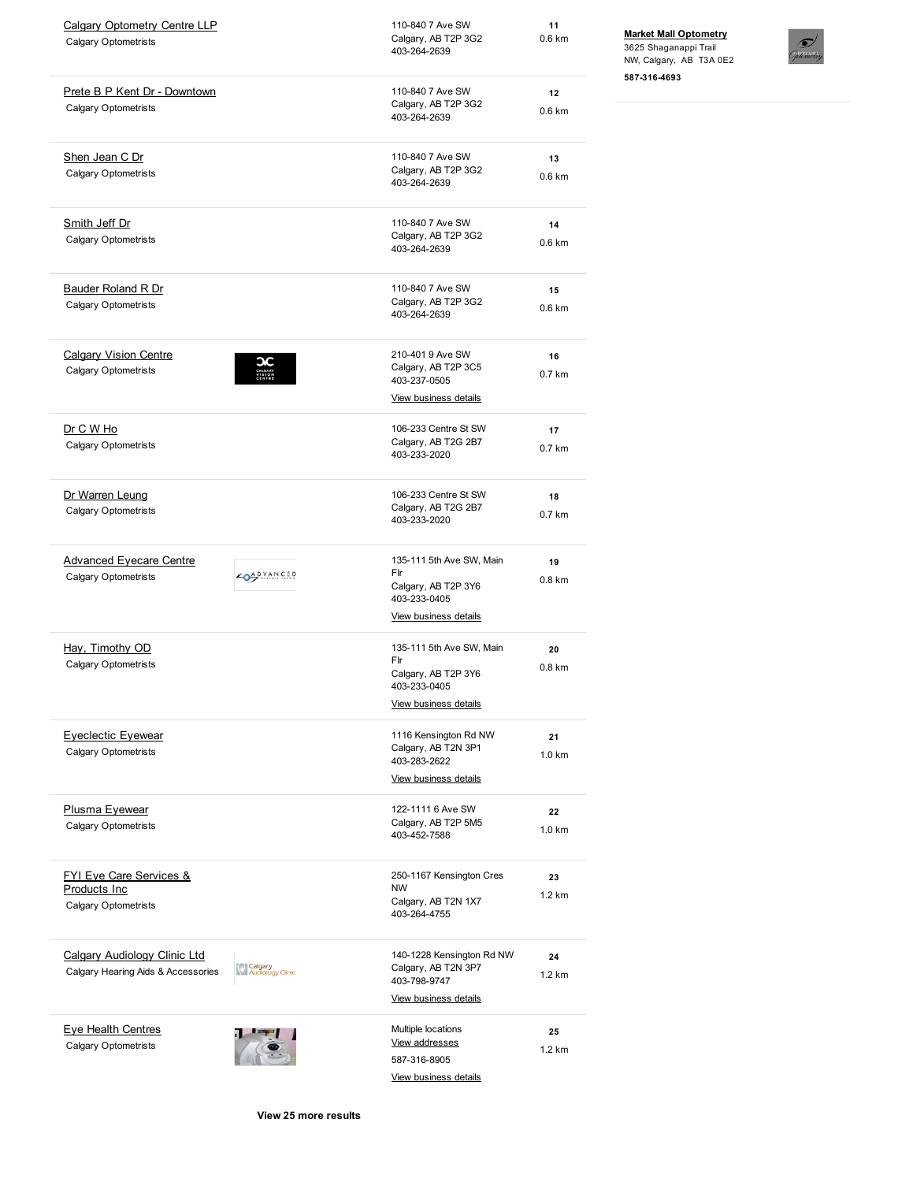| Name | Category | Address | # | Distance |
| --- | --- | --- | --- | --- |
| Calgary Optometry Centre LLP | Calgary Optometrists | 110-840 7 Ave SW, Calgary, AB T2P 3G2, 403-264-2639 | 11 | 0.6 km |
| Prete B P Kent Dr - Downtown | Calgary Optometrists | 110-840 7 Ave SW, Calgary, AB T2P 3G2, 403-264-2639 | 12 | 0.6 km |
| Shen Jean C Dr | Calgary Optometrists | 110-840 7 Ave SW, Calgary, AB T2P 3G2, 403-264-2639 | 13 | 0.6 km |
| Smith Jeff Dr | Calgary Optometrists | 110-840 7 Ave SW, Calgary, AB T2P 3G2, 403-264-2639 | 14 | 0.6 km |
| Bauder Roland R Dr | Calgary Optometrists | 110-840 7 Ave SW, Calgary, AB T2P 3G2, 403-264-2639 | 15 | 0.6 km |
| Calgary Vision Centre | Calgary Optometrists | 210-401 9 Ave SW, Calgary, AB T2P 3C5, 403-237-0505, View business details | 16 | 0.7 km |
| Dr C W Ho | Calgary Optometrists | 106-233 Centre St SW, Calgary, AB T2G 2B7, 403-233-2020 | 17 | 0.7 km |
| Dr Warren Leung | Calgary Optometrists | 106-233 Centre St SW, Calgary, AB T2G 2B7, 403-233-2020 | 18 | 0.7 km |
| Advanced Eyecare Centre | Calgary Optometrists | 135-111 5th Ave SW, Main Flr, Calgary, AB T2P 3Y6, 403-233-0405, View business details | 19 | 0.8 km |
| Hay, Timothy OD | Calgary Optometrists | 135-111 5th Ave SW, Main Flr, Calgary, AB T2P 3Y6, 403-233-0405, View business details | 20 | 0.8 km |
| Eyeclectic Eyewear | Calgary Optometrists | 1116 Kensington Rd NW, Calgary, AB T2N 3P1, 403-283-2622, View business details | 21 | 1.0 km |
| Plusma Eyewear | Calgary Optometrists | 122-1111 6 Ave SW, Calgary, AB T2P 5M5, 403-452-7588 | 22 | 1.0 km |
| FYI Eye Care Services & Products Inc | Calgary Optometrists | 250-1167 Kensington Cres NW, Calgary, AB T2N 1X7, 403-264-4755 | 23 | 1.2 km |
| Calgary Audiology Clinic Ltd | Calgary Hearing Aids & Accessories | 140-1228 Kensington Rd NW, Calgary, AB T2N 3P7, 403-798-9747, View business details | 24 | 1.2 km |
| Eye Health Centres | Calgary Optometrists | Multiple locations, View addresses, 587-316-8905, View business details | 25 | 1.2 km |

**View 25 more results**

**Market Mall Optometry**
3625 Shaganappi Trail NW, Calgary, AB T3A 0E2
**587-316-4693**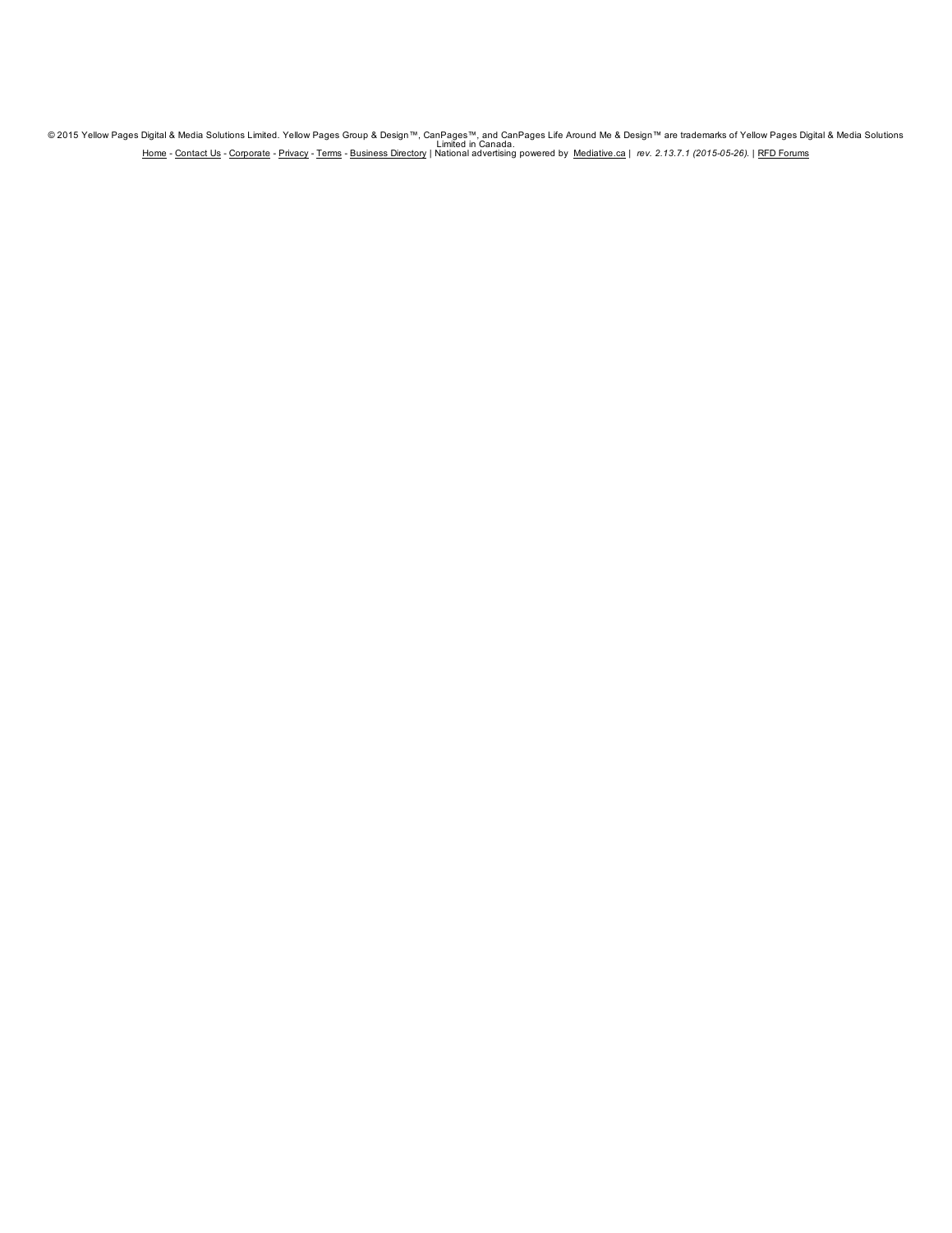© 2015 Yellow Pages Digital & Media Solutions Limited. Yellow Pages Group & Design™, CanPages™, and CanPages Life Around Me & Design™ are trademarks of Yellow Pages Digital & Media Solutions Limited in Canada.

Home - Contact Us - Corporate - Privacy - Terms - Business Directory | National advertising powered by Mediative.ca | *rev. 2.13.7.1 (2015-05-26).* | RFD Forums